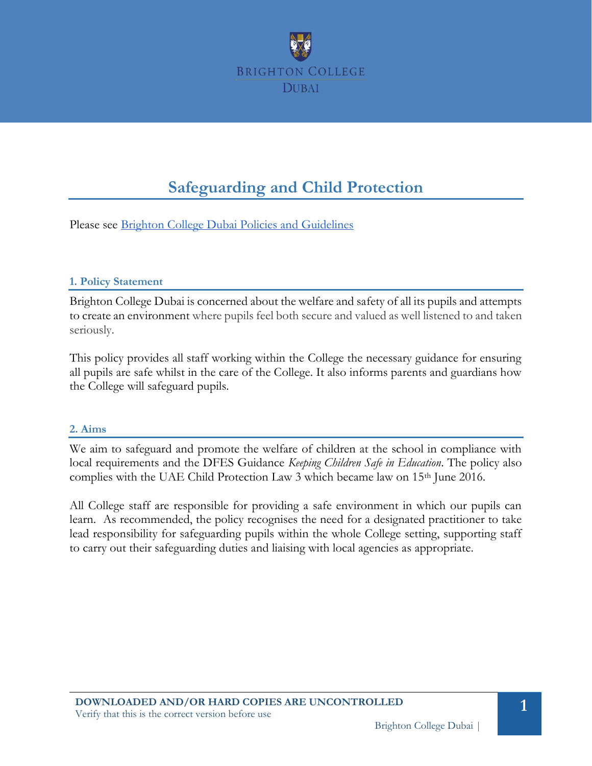Brighton College Dubai

# Safeguarding and Child Protection

Please see Brighton College Dubai Policies and Guidelines

## 1. Policy Statement

Brighton College Dubai is concerned about the welfare and safety of all its pupils and attempts to create an environment where pupils feel both secure and valued as well listened to and taken seriously.

This policy provides all staff working within the College the necessary guidance for ensuring all pupils are safe whilst in the care of the College. It also informs parents and guardians how the College will safeguard pupils.

## 2. Aims

We aim to safeguard and promote the welfare of children at the school in compliance with local requirements and the DFES Guidance *Keeping Children Safe in Education*. The policy also complies with the UAE Child Protection Law 3 which became law on 15th June 2016.

All College staff are responsible for providing a safe environment in which our pupils can learn. As recommended, the policy recognises the need for a designated practitioner to take lead responsibility for safeguarding pupils within the whole College setting, supporting staff to carry out their safeguarding duties and liaising with local agencies as appropriate.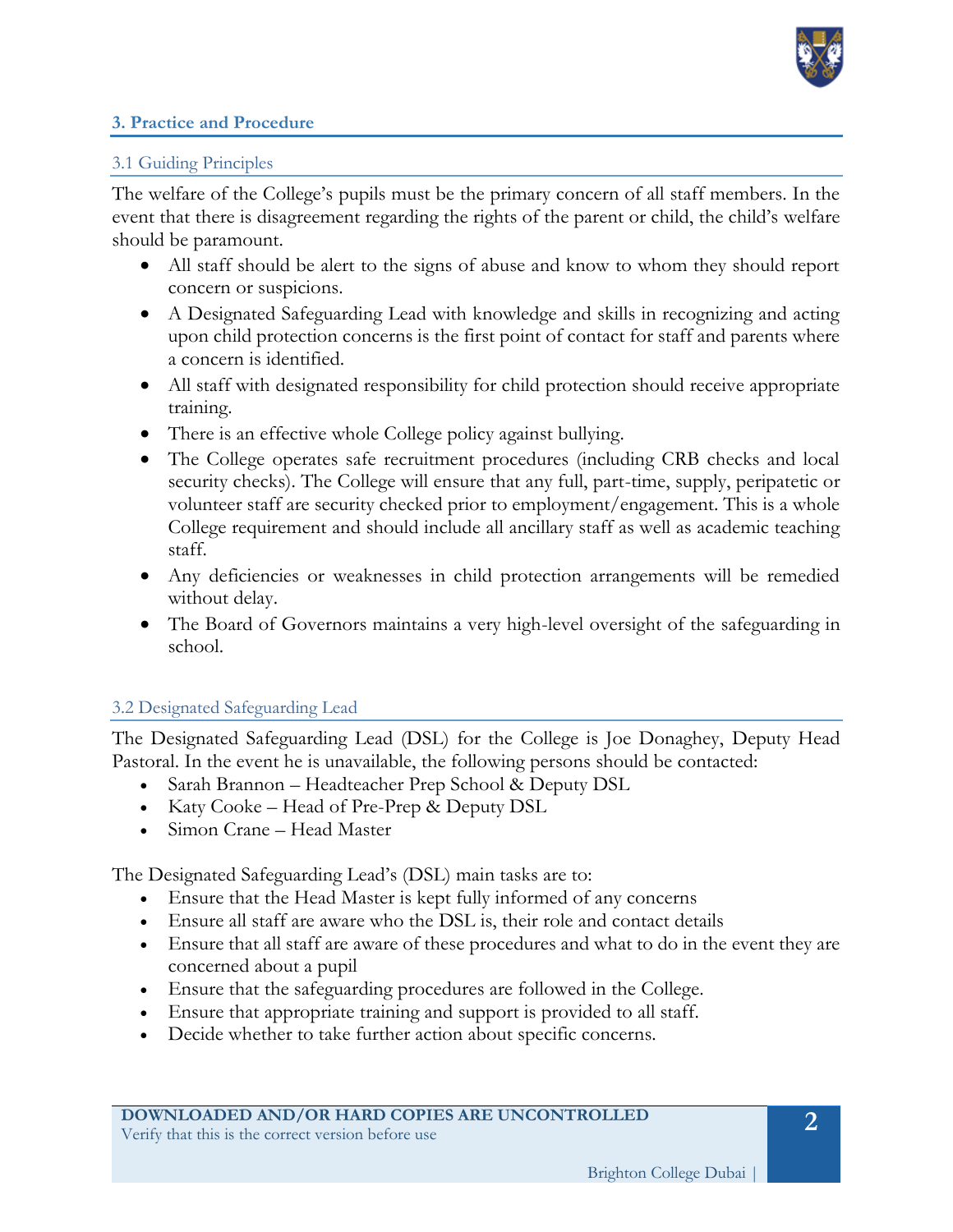## 3. Practice and Procedure

### 3.1 Guiding Principles

The welfare of the College's pupils must be the primary concern of all staff members. In the event that there is disagreement regarding the rights of the parent or child, the child's welfare should be paramount.

- All staff should be alert to the signs of abuse and know to whom they should report concern or suspicions.
- A Designated Safeguarding Lead with knowledge and skills in recognizing and acting upon child protection concerns is the first point of contact for staff and parents where a concern is identified.
- All staff with designated responsibility for child protection should receive appropriate training.
- There is an effective whole College policy against bullying.
- The College operates safe recruitment procedures (including CRB checks and local security checks). The College will ensure that any full, part-time, supply, peripatetic or volunteer staff are security checked prior to employment/engagement. This is a whole College requirement and should include all ancillary staff as well as academic teaching staff.
- Any deficiencies or weaknesses in child protection arrangements will be remedied without delay.
- The Board of Governors maintains a very high-level oversight of the safeguarding in school.

### 3.2 Designated Safeguarding Lead

The Designated Safeguarding Lead (DSL) for the College is Joe Donaghey, Deputy Head Pastoral. In the event he is unavailable, the following persons should be contacted:

- Sarah Brannon – Headteacher Prep School & Deputy DSL
- Katy Cooke – Head of Pre-Prep & Deputy DSL
- Simon Crane – Head Master

The Designated Safeguarding Lead's (DSL) main tasks are to:

- Ensure that the Head Master is kept fully informed of any concerns
- Ensure all staff are aware who the DSL is, their role and contact details
- Ensure that all staff are aware of these procedures and what to do in the event they are concerned about a pupil
- Ensure that the safeguarding procedures are followed in the College.
- Ensure that appropriate training and support is provided to all staff.
- Decide whether to take further action about specific concerns.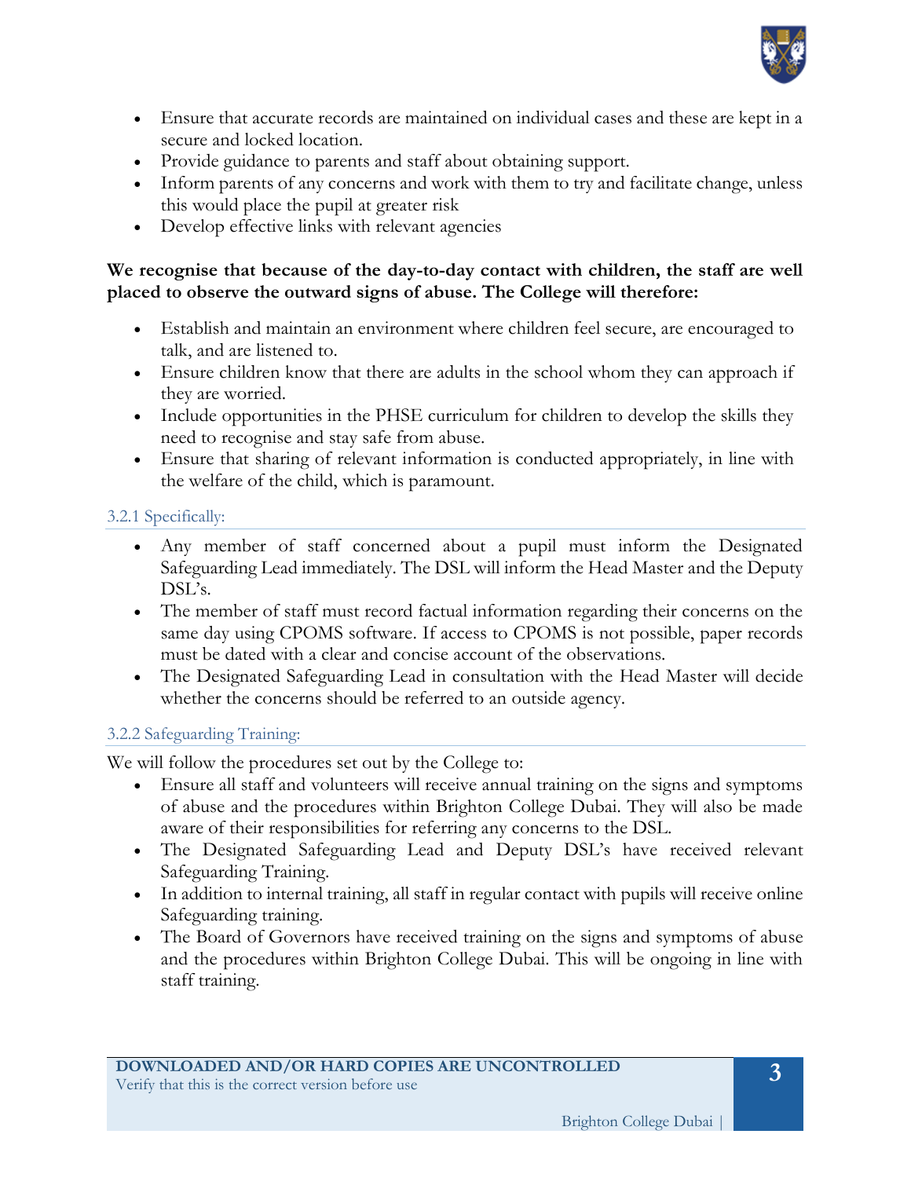- Ensure that accurate records are maintained on individual cases and these are kept in a secure and locked location.
- Provide guidance to parents and staff about obtaining support.
- Inform parents of any concerns and work with them to try and facilitate change, unless this would place the pupil at greater risk
- Develop effective links with relevant agencies

**We recognise that because of the day-to-day contact with children, the staff are well placed to observe the outward signs of abuse. The College will therefore:**

- Establish and maintain an environment where children feel secure, are encouraged to talk, and are listened to.
- Ensure children know that there are adults in the school whom they can approach if they are worried.
- Include opportunities in the PHSE curriculum for children to develop the skills they need to recognise and stay safe from abuse.
- Ensure that sharing of relevant information is conducted appropriately, in line with the welfare of the child, which is paramount.

### 3.2.1 Specifically:

- Any member of staff concerned about a pupil must inform the Designated Safeguarding Lead immediately. The DSL will inform the Head Master and the Deputy DSL's.
- The member of staff must record factual information regarding their concerns on the same day using CPOMS software. If access to CPOMS is not possible, paper records must be dated with a clear and concise account of the observations.
- The Designated Safeguarding Lead in consultation with the Head Master will decide whether the concerns should be referred to an outside agency.

### 3.2.2 Safeguarding Training:

We will follow the procedures set out by the College to:

- Ensure all staff and volunteers will receive annual training on the signs and symptoms of abuse and the procedures within Brighton College Dubai. They will also be made aware of their responsibilities for referring any concerns to the DSL.
- The Designated Safeguarding Lead and Deputy DSL's have received relevant Safeguarding Training.
- In addition to internal training, all staff in regular contact with pupils will receive online Safeguarding training.
- The Board of Governors have received training on the signs and symptoms of abuse and the procedures within Brighton College Dubai. This will be ongoing in line with staff training.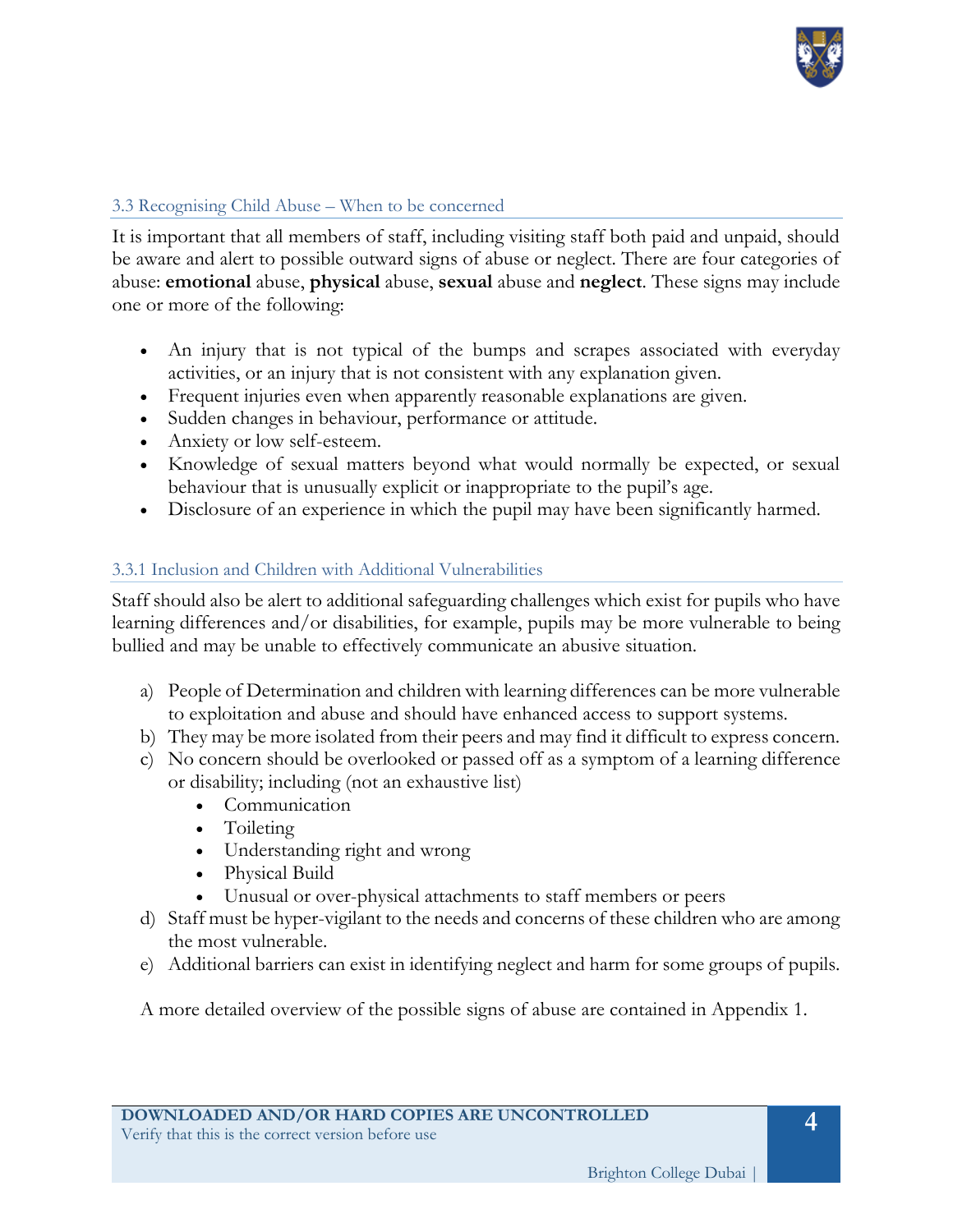### 3.3 Recognising Child Abuse – When to be concerned

It is important that all members of staff, including visiting staff both paid and unpaid, should be aware and alert to possible outward signs of abuse or neglect. There are four categories of abuse: **emotional** abuse, **physical** abuse, **sexual** abuse and **neglect**. These signs may include one or more of the following:

- An injury that is not typical of the bumps and scrapes associated with everyday activities, or an injury that is not consistent with any explanation given.
- Frequent injuries even when apparently reasonable explanations are given.
- Sudden changes in behaviour, performance or attitude.
- Anxiety or low self-esteem.
- Knowledge of sexual matters beyond what would normally be expected, or sexual behaviour that is unusually explicit or inappropriate to the pupil's age.
- Disclosure of an experience in which the pupil may have been significantly harmed.

#### 3.3.1 Inclusion and Children with Additional Vulnerabilities

Staff should also be alert to additional safeguarding challenges which exist for pupils who have learning differences and/or disabilities, for example, pupils may be more vulnerable to being bullied and may be unable to effectively communicate an abusive situation.

a) People of Determination and children with learning differences can be more vulnerable to exploitation and abuse and should have enhanced access to support systems.
b) They may be more isolated from their peers and may find it difficult to express concern.
c) No concern should be overlooked or passed off as a symptom of a learning difference or disability; including (not an exhaustive list)
    - Communication
    - Toileting
    - Understanding right and wrong
    - Physical Build
    - Unusual or over-physical attachments to staff members or peers
d) Staff must be hyper-vigilant to the needs and concerns of these children who are among the most vulnerable.
e) Additional barriers can exist in identifying neglect and harm for some groups of pupils.

A more detailed overview of the possible signs of abuse are contained in Appendix 1.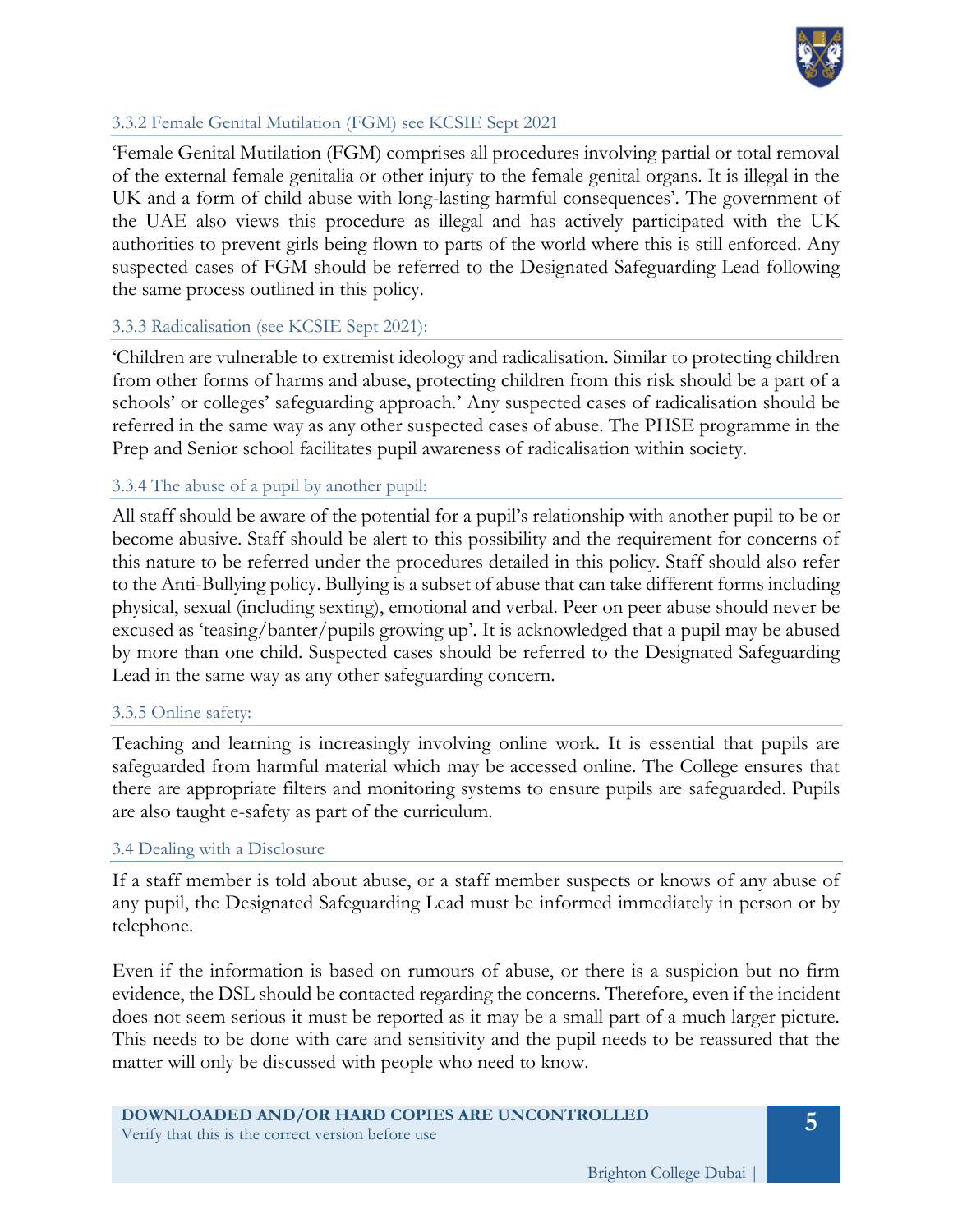### 3.3.2 Female Genital Mutilation (FGM) see KCSIE Sept 2021

'Female Genital Mutilation (FGM) comprises all procedures involving partial or total removal of the external female genitalia or other injury to the female genital organs. It is illegal in the UK and a form of child abuse with long-lasting harmful consequences'. The government of the UAE also views this procedure as illegal and has actively participated with the UK authorities to prevent girls being flown to parts of the world where this is still enforced. Any suspected cases of FGM should be referred to the Designated Safeguarding Lead following the same process outlined in this policy.

### 3.3.3 Radicalisation (see KCSIE Sept 2021):

'Children are vulnerable to extremist ideology and radicalisation. Similar to protecting children from other forms of harms and abuse, protecting children from this risk should be a part of a schools' or colleges' safeguarding approach.' Any suspected cases of radicalisation should be referred in the same way as any other suspected cases of abuse. The PHSE programme in the Prep and Senior school facilitates pupil awareness of radicalisation within society.

### 3.3.4 The abuse of a pupil by another pupil:

All staff should be aware of the potential for a pupil's relationship with another pupil to be or become abusive. Staff should be alert to this possibility and the requirement for concerns of this nature to be referred under the procedures detailed in this policy. Staff should also refer to the Anti-Bullying policy. Bullying is a subset of abuse that can take different forms including physical, sexual (including sexting), emotional and verbal. Peer on peer abuse should never be excused as 'teasing/banter/pupils growing up'. It is acknowledged that a pupil may be abused by more than one child. Suspected cases should be referred to the Designated Safeguarding Lead in the same way as any other safeguarding concern.

### 3.3.5 Online safety:

Teaching and learning is increasingly involving online work. It is essential that pupils are safeguarded from harmful material which may be accessed online. The College ensures that there are appropriate filters and monitoring systems to ensure pupils are safeguarded. Pupils are also taught e-safety as part of the curriculum.

## 3.4 Dealing with a Disclosure

If a staff member is told about abuse, or a staff member suspects or knows of any abuse of any pupil, the Designated Safeguarding Lead must be informed immediately in person or by telephone.

Even if the information is based on rumours of abuse, or there is a suspicion but no firm evidence, the DSL should be contacted regarding the concerns. Therefore, even if the incident does not seem serious it must be reported as it may be a small part of a much larger picture. This needs to be done with care and sensitivity and the pupil needs to be reassured that the matter will only be discussed with people who need to know.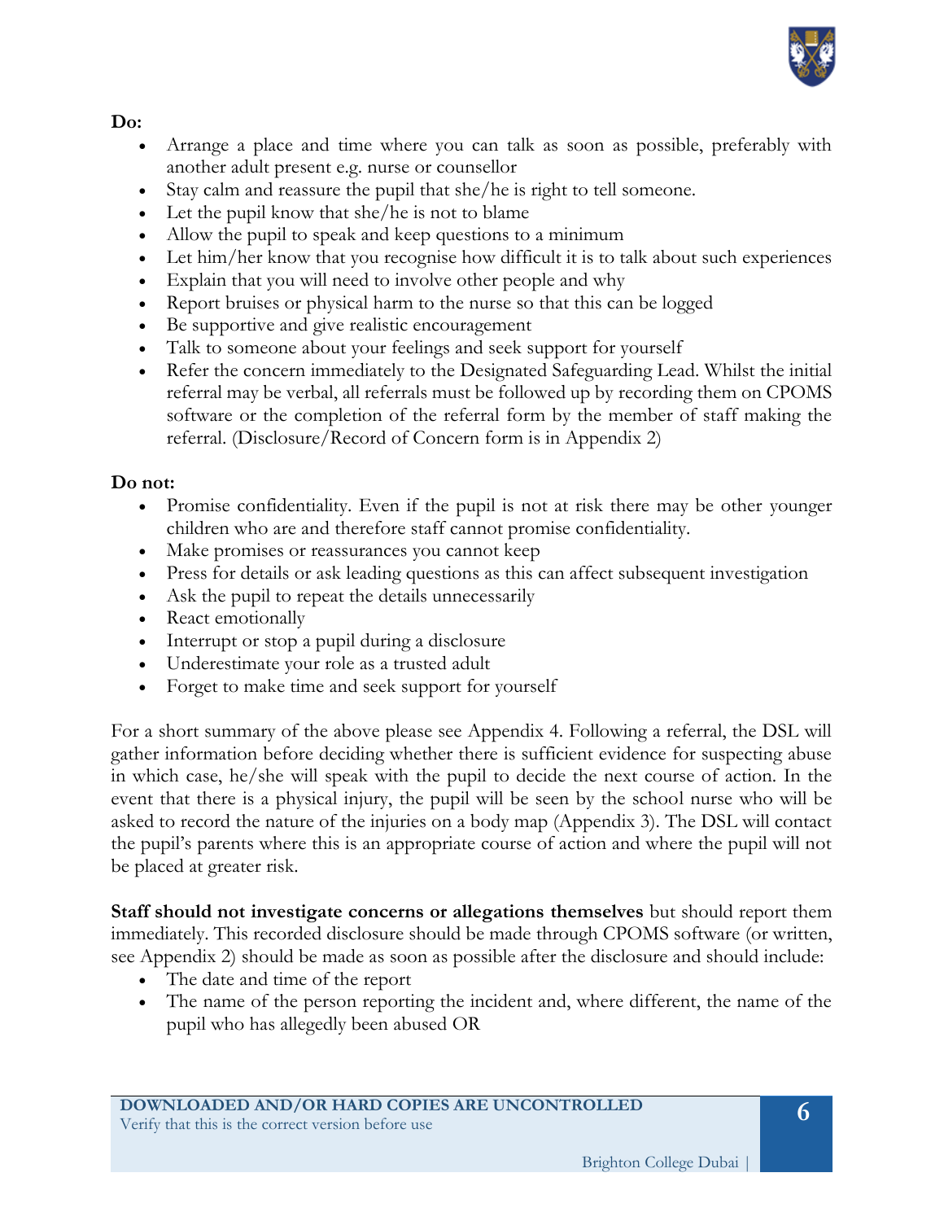**Do:**

- Arrange a place and time where you can talk as soon as possible, preferably with another adult present e.g. nurse or counsellor
- Stay calm and reassure the pupil that she/he is right to tell someone.
- Let the pupil know that she/he is not to blame
- Allow the pupil to speak and keep questions to a minimum
- Let him/her know that you recognise how difficult it is to talk about such experiences
- Explain that you will need to involve other people and why
- Report bruises or physical harm to the nurse so that this can be logged
- Be supportive and give realistic encouragement
- Talk to someone about your feelings and seek support for yourself
- Refer the concern immediately to the Designated Safeguarding Lead. Whilst the initial referral may be verbal, all referrals must be followed up by recording them on CPOMS software or the completion of the referral form by the member of staff making the referral. (Disclosure/Record of Concern form is in Appendix 2)

**Do not:**

- Promise confidentiality. Even if the pupil is not at risk there may be other younger children who are and therefore staff cannot promise confidentiality.
- Make promises or reassurances you cannot keep
- Press for details or ask leading questions as this can affect subsequent investigation
- Ask the pupil to repeat the details unnecessarily
- React emotionally
- Interrupt or stop a pupil during a disclosure
- Underestimate your role as a trusted adult
- Forget to make time and seek support for yourself

For a short summary of the above please see Appendix 4. Following a referral, the DSL will gather information before deciding whether there is sufficient evidence for suspecting abuse in which case, he/she will speak with the pupil to decide the next course of action. In the event that there is a physical injury, the pupil will be seen by the school nurse who will be asked to record the nature of the injuries on a body map (Appendix 3). The DSL will contact the pupil's parents where this is an appropriate course of action and where the pupil will not be placed at greater risk.

**Staff should not investigate concerns or allegations themselves** but should report them immediately. This recorded disclosure should be made through CPOMS software (or written, see Appendix 2) should be made as soon as possible after the disclosure and should include:

- The date and time of the report
- The name of the person reporting the incident and, where different, the name of the pupil who has allegedly been abused OR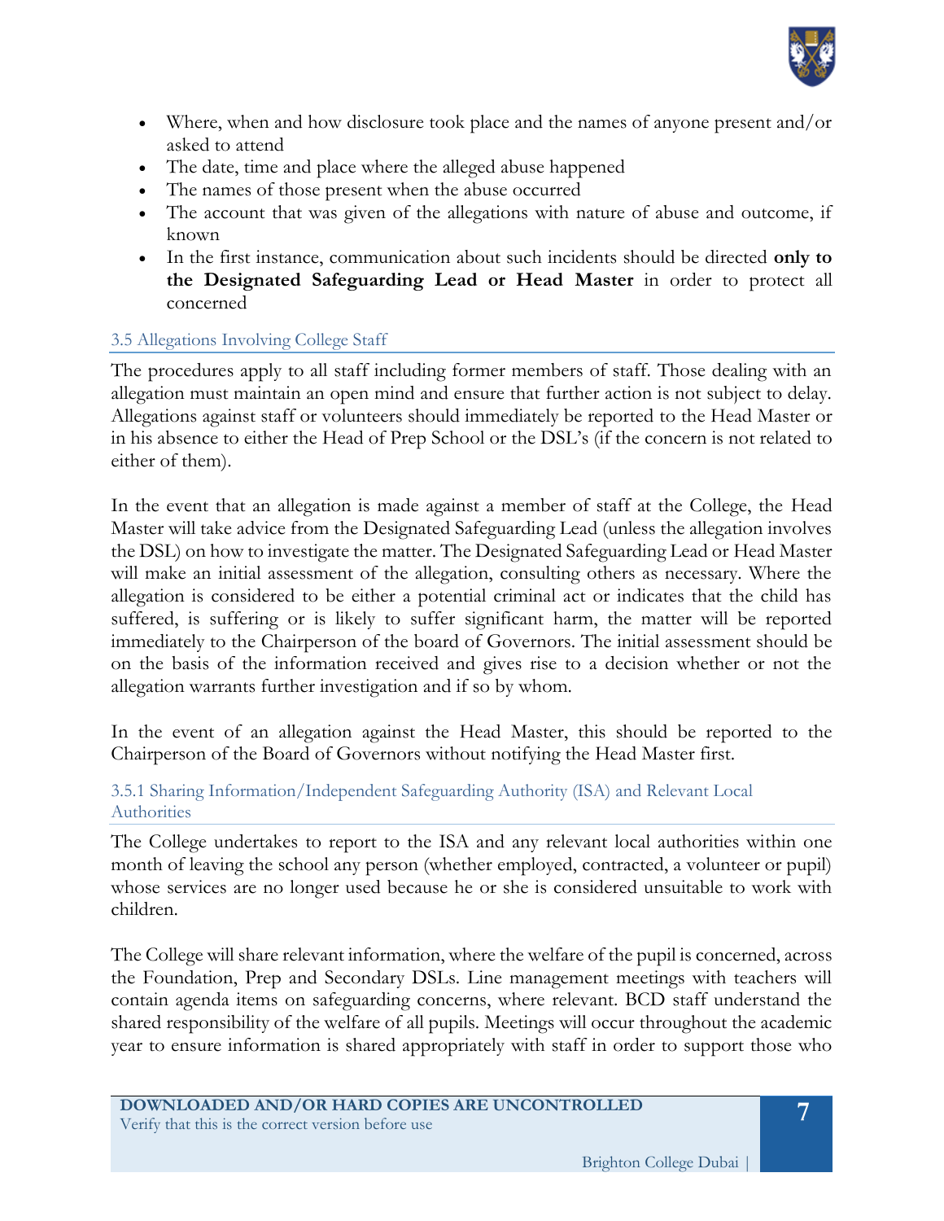- Where, when and how disclosure took place and the names of anyone present and/or asked to attend
- The date, time and place where the alleged abuse happened
- The names of those present when the abuse occurred
- The account that was given of the allegations with nature of abuse and outcome, if known
- In the first instance, communication about such incidents should be directed **only to the Designated Safeguarding Lead or Head Master** in order to protect all concerned

### 3.5 Allegations Involving College Staff

The procedures apply to all staff including former members of staff. Those dealing with an allegation must maintain an open mind and ensure that further action is not subject to delay. Allegations against staff or volunteers should immediately be reported to the Head Master or in his absence to either the Head of Prep School or the DSL's (if the concern is not related to either of them).

In the event that an allegation is made against a member of staff at the College, the Head Master will take advice from the Designated Safeguarding Lead (unless the allegation involves the DSL) on how to investigate the matter. The Designated Safeguarding Lead or Head Master will make an initial assessment of the allegation, consulting others as necessary. Where the allegation is considered to be either a potential criminal act or indicates that the child has suffered, is suffering or is likely to suffer significant harm, the matter will be reported immediately to the Chairperson of the board of Governors. The initial assessment should be on the basis of the information received and gives rise to a decision whether or not the allegation warrants further investigation and if so by whom.

In the event of an allegation against the Head Master, this should be reported to the Chairperson of the Board of Governors without notifying the Head Master first.

#### 3.5.1 Sharing Information/Independent Safeguarding Authority (ISA) and Relevant Local Authorities

The College undertakes to report to the ISA and any relevant local authorities within one month of leaving the school any person (whether employed, contracted, a volunteer or pupil) whose services are no longer used because he or she is considered unsuitable to work with children.

The College will share relevant information, where the welfare of the pupil is concerned, across the Foundation, Prep and Secondary DSLs. Line management meetings with teachers will contain agenda items on safeguarding concerns, where relevant. BCD staff understand the shared responsibility of the welfare of all pupils. Meetings will occur throughout the academic year to ensure information is shared appropriately with staff in order to support those who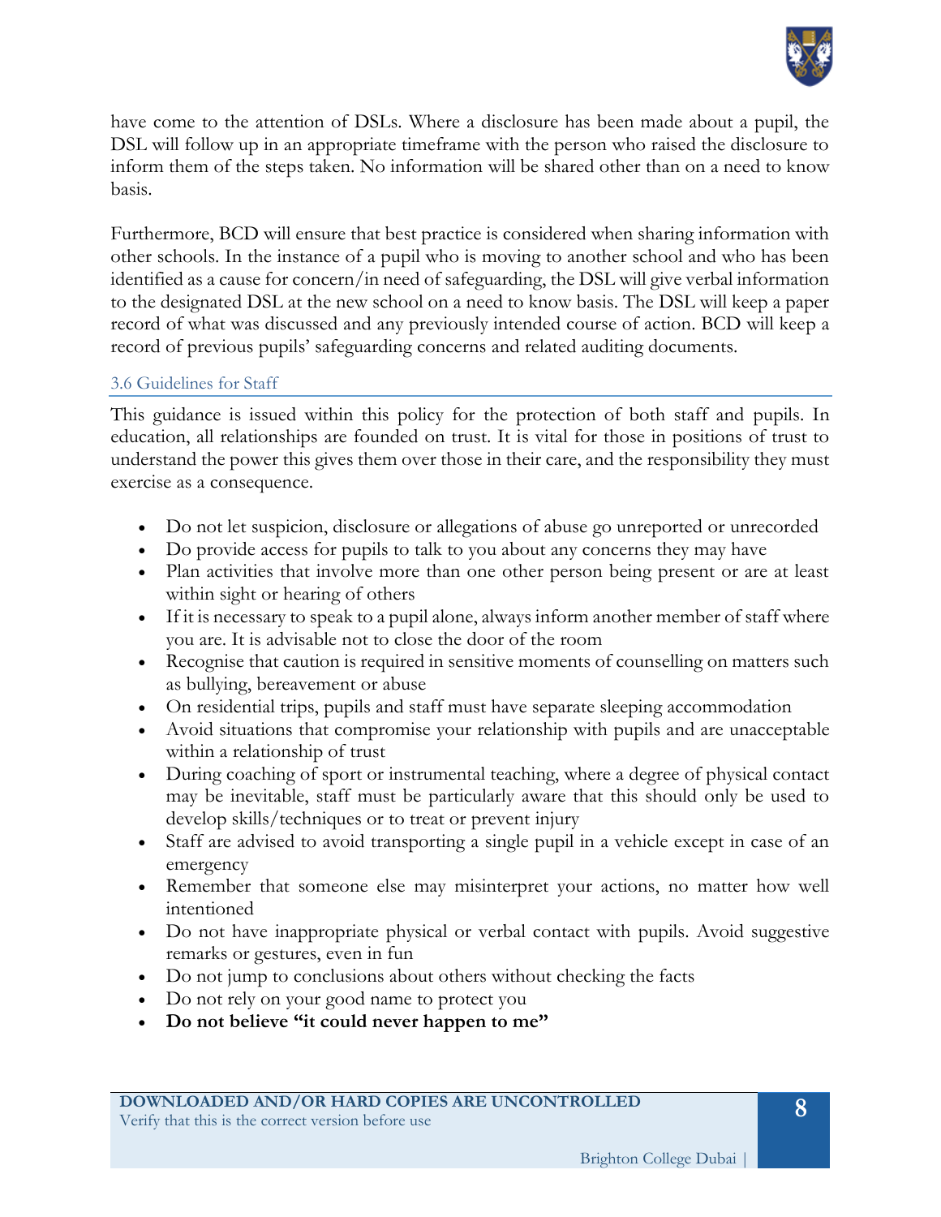have come to the attention of DSLs. Where a disclosure has been made about a pupil, the DSL will follow up in an appropriate timeframe with the person who raised the disclosure to inform them of the steps taken. No information will be shared other than on a need to know basis.

Furthermore, BCD will ensure that best practice is considered when sharing information with other schools. In the instance of a pupil who is moving to another school and who has been identified as a cause for concern/in need of safeguarding, the DSL will give verbal information to the designated DSL at the new school on a need to know basis. The DSL will keep a paper record of what was discussed and any previously intended course of action. BCD will keep a record of previous pupils' safeguarding concerns and related auditing documents.

### 3.6 Guidelines for Staff

This guidance is issued within this policy for the protection of both staff and pupils. In education, all relationships are founded on trust. It is vital for those in positions of trust to understand the power this gives them over those in their care, and the responsibility they must exercise as a consequence.

- Do not let suspicion, disclosure or allegations of abuse go unreported or unrecorded
- Do provide access for pupils to talk to you about any concerns they may have
- Plan activities that involve more than one other person being present or are at least within sight or hearing of others
- If it is necessary to speak to a pupil alone, always inform another member of staff where you are. It is advisable not to close the door of the room
- Recognise that caution is required in sensitive moments of counselling on matters such as bullying, bereavement or abuse
- On residential trips, pupils and staff must have separate sleeping accommodation
- Avoid situations that compromise your relationship with pupils and are unacceptable within a relationship of trust
- During coaching of sport or instrumental teaching, where a degree of physical contact may be inevitable, staff must be particularly aware that this should only be used to develop skills/techniques or to treat or prevent injury
- Staff are advised to avoid transporting a single pupil in a vehicle except in case of an emergency
- Remember that someone else may misinterpret your actions, no matter how well intentioned
- Do not have inappropriate physical or verbal contact with pupils. Avoid suggestive remarks or gestures, even in fun
- Do not jump to conclusions about others without checking the facts
- Do not rely on your good name to protect you
- **Do not believe "it could never happen to me"**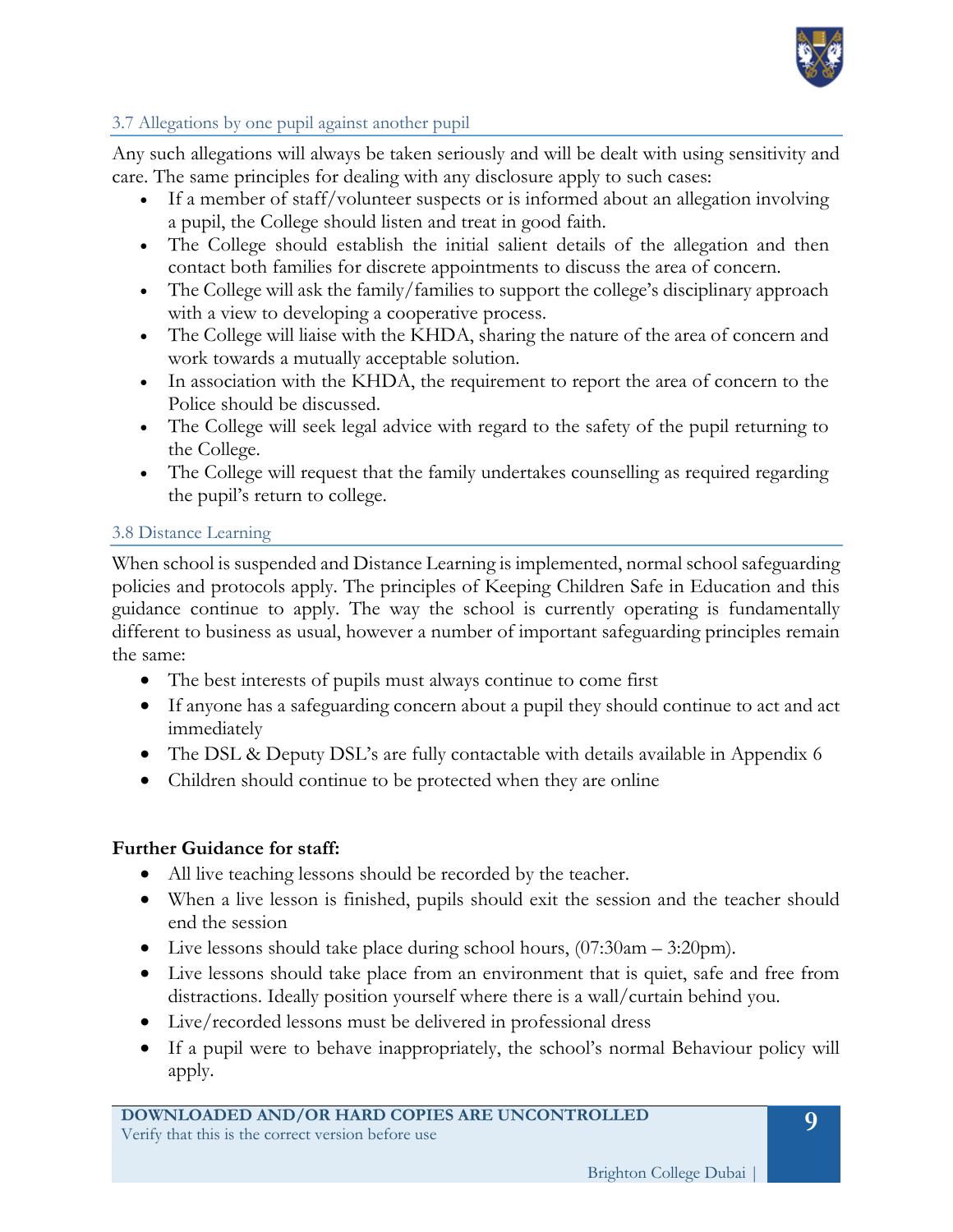### 3.7 Allegations by one pupil against another pupil

Any such allegations will always be taken seriously and will be dealt with using sensitivity and care. The same principles for dealing with any disclosure apply to such cases:

- If a member of staff/volunteer suspects or is informed about an allegation involving a pupil, the College should listen and treat in good faith.
- The College should establish the initial salient details of the allegation and then contact both families for discrete appointments to discuss the area of concern.
- The College will ask the family/families to support the college's disciplinary approach with a view to developing a cooperative process.
- The College will liaise with the KHDA, sharing the nature of the area of concern and work towards a mutually acceptable solution.
- In association with the KHDA, the requirement to report the area of concern to the Police should be discussed.
- The College will seek legal advice with regard to the safety of the pupil returning to the College.
- The College will request that the family undertakes counselling as required regarding the pupil's return to college.

### 3.8 Distance Learning

When school is suspended and Distance Learning is implemented, normal school safeguarding policies and protocols apply. The principles of Keeping Children Safe in Education and this guidance continue to apply. The way the school is currently operating is fundamentally different to business as usual, however a number of important safeguarding principles remain the same:

- The best interests of pupils must always continue to come first
- If anyone has a safeguarding concern about a pupil they should continue to act and act immediately
- The DSL & Deputy DSL's are fully contactable with details available in Appendix 6
- Children should continue to be protected when they are online

**Further Guidance for staff:**

- All live teaching lessons should be recorded by the teacher.
- When a live lesson is finished, pupils should exit the session and the teacher should end the session
- Live lessons should take place during school hours, (07:30am – 3:20pm).
- Live lessons should take place from an environment that is quiet, safe and free from distractions. Ideally position yourself where there is a wall/curtain behind you.
- Live/recorded lessons must be delivered in professional dress
- If a pupil were to behave inappropriately, the school's normal Behaviour policy will apply.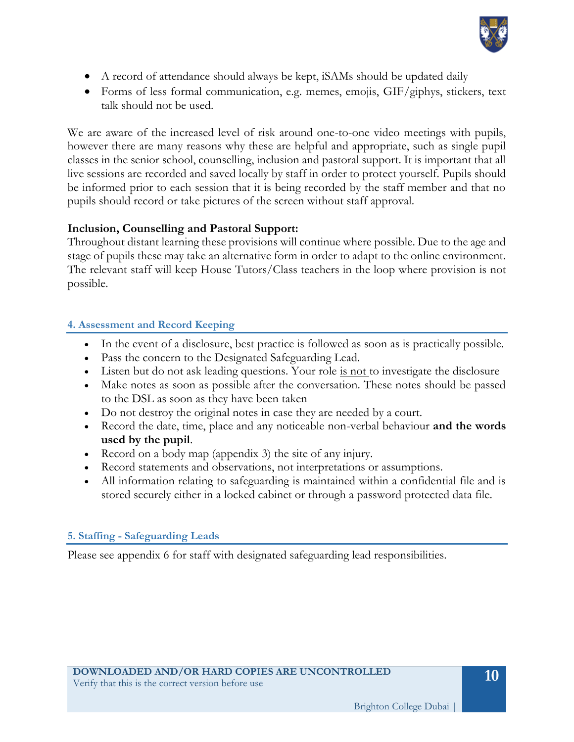- A record of attendance should always be kept, iSAMs should be updated daily
- Forms of less formal communication, e.g. memes, emojis, GIF/giphys, stickers, text talk should not be used.

We are aware of the increased level of risk around one-to-one video meetings with pupils, however there are many reasons why these are helpful and appropriate, such as single pupil classes in the senior school, counselling, inclusion and pastoral support. It is important that all live sessions are recorded and saved locally by staff in order to protect yourself. Pupils should be informed prior to each session that it is being recorded by the staff member and that no pupils should record or take pictures of the screen without staff approval.

**Inclusion, Counselling and Pastoral Support:**
Throughout distant learning these provisions will continue where possible. Due to the age and stage of pupils these may take an alternative form in order to adapt to the online environment. The relevant staff will keep House Tutors/Class teachers in the loop where provision is not possible.

## 4. Assessment and Record Keeping

- In the event of a disclosure, best practice is followed as soon as is practically possible.
- Pass the concern to the Designated Safeguarding Lead.
- Listen but do not ask leading questions. Your role <u>is not</u> to investigate the disclosure
- Make notes as soon as possible after the conversation. These notes should be passed to the DSL as soon as they have been taken
- Do not destroy the original notes in case they are needed by a court.
- Record the date, time, place and any noticeable non-verbal behaviour **and the words used by the pupil**.
- Record on a body map (appendix 3) the site of any injury.
- Record statements and observations, not interpretations or assumptions.
- All information relating to safeguarding is maintained within a confidential file and is stored securely either in a locked cabinet or through a password protected data file.

## 5. Staffing - Safeguarding Leads

Please see appendix 6 for staff with designated safeguarding lead responsibilities.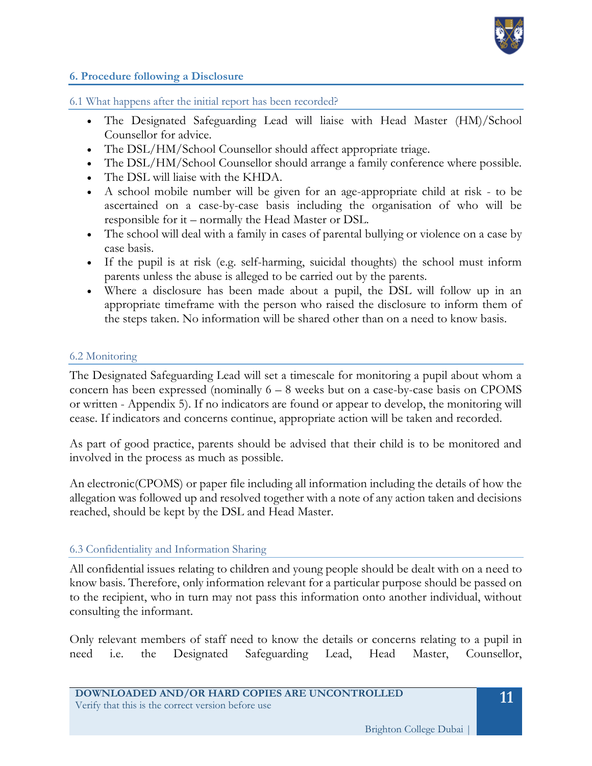## 6. Procedure following a Disclosure

### 6.1 What happens after the initial report has been recorded?

- The Designated Safeguarding Lead will liaise with Head Master (HM)/School Counsellor for advice.
- The DSL/HM/School Counsellor should affect appropriate triage.
- The DSL/HM/School Counsellor should arrange a family conference where possible.
- The DSL will liaise with the KHDA.
- A school mobile number will be given for an age-appropriate child at risk - to be ascertained on a case-by-case basis including the organisation of who will be responsible for it – normally the Head Master or DSL.
- The school will deal with a family in cases of parental bullying or violence on a case by case basis.
- If the pupil is at risk (e.g. self-harming, suicidal thoughts) the school must inform parents unless the abuse is alleged to be carried out by the parents.
- Where a disclosure has been made about a pupil, the DSL will follow up in an appropriate timeframe with the person who raised the disclosure to inform them of the steps taken. No information will be shared other than on a need to know basis.

### 6.2 Monitoring

The Designated Safeguarding Lead will set a timescale for monitoring a pupil about whom a concern has been expressed (nominally 6 – 8 weeks but on a case-by-case basis on CPOMS or written - Appendix 5). If no indicators are found or appear to develop, the monitoring will cease. If indicators and concerns continue, appropriate action will be taken and recorded.

As part of good practice, parents should be advised that their child is to be monitored and involved in the process as much as possible.

An electronic(CPOMS) or paper file including all information including the details of how the allegation was followed up and resolved together with a note of any action taken and decisions reached, should be kept by the DSL and Head Master.

### 6.3 Confidentiality and Information Sharing

All confidential issues relating to children and young people should be dealt with on a need to know basis. Therefore, only information relevant for a particular purpose should be passed on to the recipient, who in turn may not pass this information onto another individual, without consulting the informant.

Only relevant members of staff need to know the details or concerns relating to a pupil in need i.e. the Designated Safeguarding Lead, Head Master, Counsellor,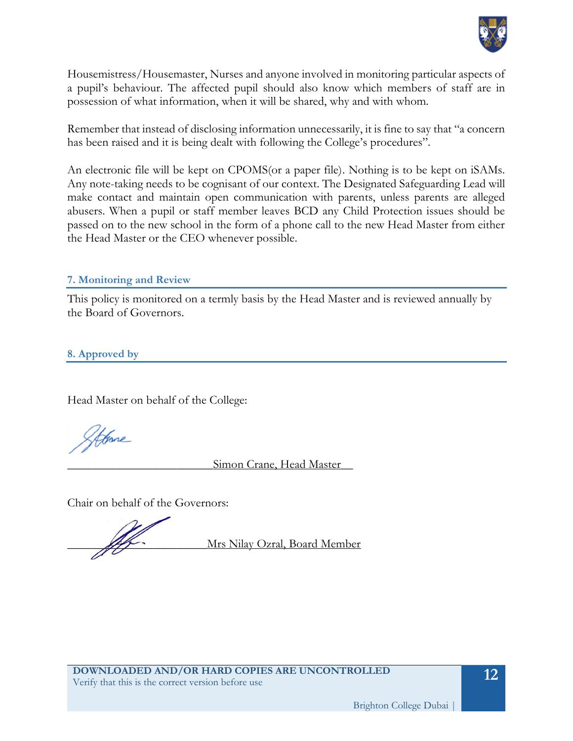Housemistress/Housemaster, Nurses and anyone involved in monitoring particular aspects of a pupil's behaviour. The affected pupil should also know which members of staff are in possession of what information, when it will be shared, why and with whom.

Remember that instead of disclosing information unnecessarily, it is fine to say that "a concern has been raised and it is being dealt with following the College's procedures".

An electronic file will be kept on CPOMS(or a paper file). Nothing is to be kept on iSAMs. Any note-taking needs to be cognisant of our context. The Designated Safeguarding Lead will make contact and maintain open communication with parents, unless parents are alleged abusers. When a pupil or staff member leaves BCD any Child Protection issues should be passed on to the new school in the form of a phone call to the new Head Master from either the Head Master or the CEO whenever possible.

## 7. Monitoring and Review

This policy is monitored on a termly basis by the Head Master and is reviewed annually by the Board of Governors.

## 8. Approved by

Head Master on behalf of the College:

Simon Crane, Head Master

Chair on behalf of the Governors:

Mrs Nilay Ozral, Board Member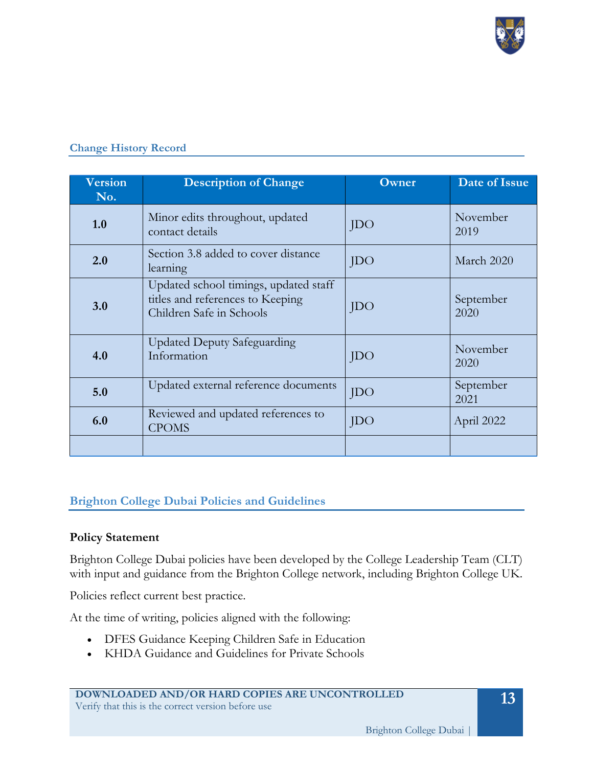## Change History Record

| Version No. | Description of Change | Owner | Date of Issue |
|---|---|---|---|
| **1.0** | Minor edits throughout, updated contact details | JDO | November 2019 |
| **2.0** | Section 3.8 added to cover distance learning | JDO | March 2020 |
| **3.0** | Updated school timings, updated staff titles and references to Keeping Children Safe in Schools | JDO | September 2020 |
| **4.0** | Updated Deputy Safeguarding Information | JDO | November 2020 |
| **5.0** | Updated external reference documents | JDO | September 2021 |
| **6.0** | Reviewed and updated references to CPOMS | JDO | April 2022 |
| | | | |

## Brighton College Dubai Policies and Guidelines

**Policy Statement**

Brighton College Dubai policies have been developed by the College Leadership Team (CLT) with input and guidance from the Brighton College network, including Brighton College UK.

Policies reflect current best practice.

At the time of writing, policies aligned with the following:

- DFES Guidance Keeping Children Safe in Education
- KHDA Guidance and Guidelines for Private Schools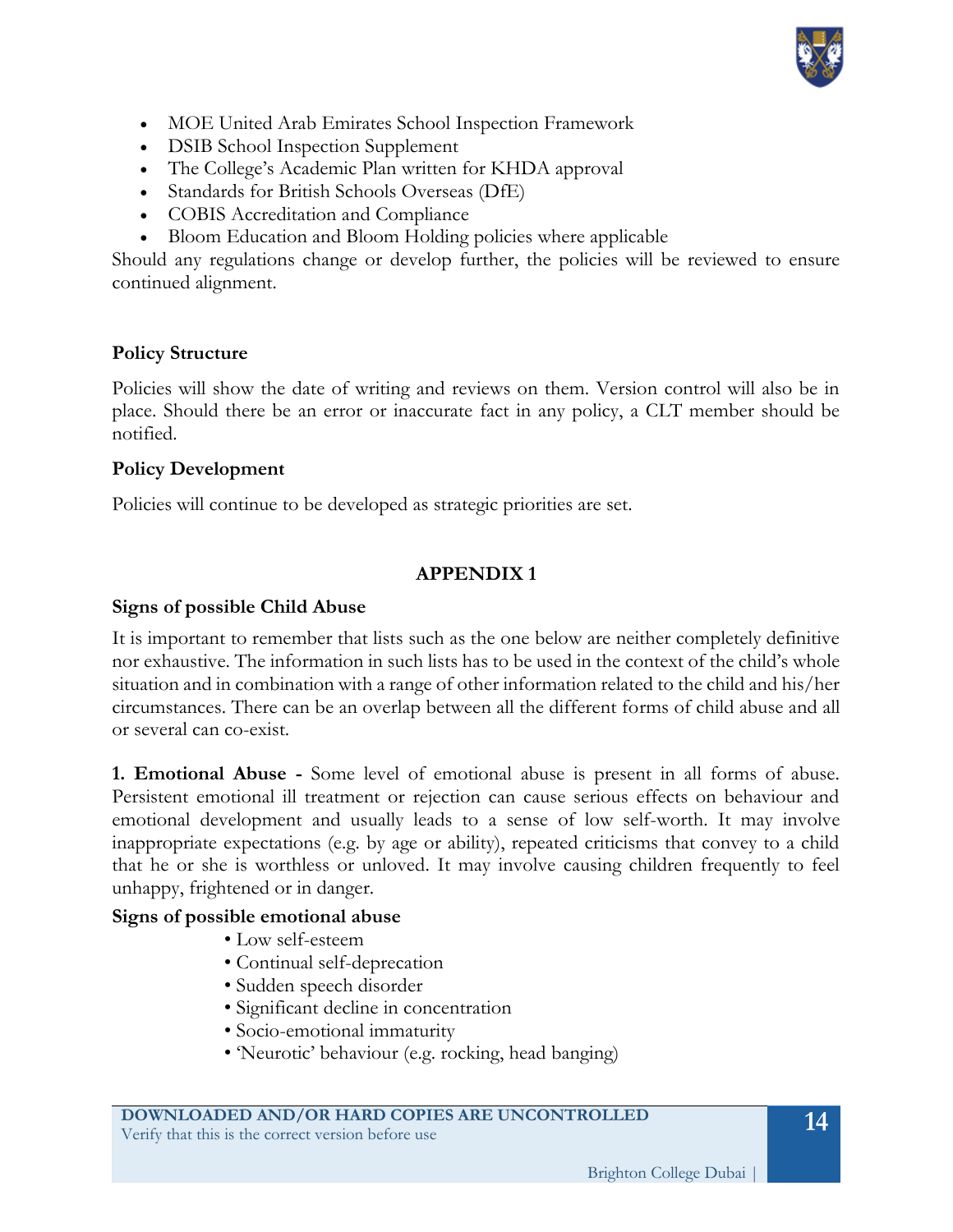- MOE United Arab Emirates School Inspection Framework
- DSIB School Inspection Supplement
- The College's Academic Plan written for KHDA approval
- Standards for British Schools Overseas (DfE)
- COBIS Accreditation and Compliance
- Bloom Education and Bloom Holding policies where applicable

Should any regulations change or develop further, the policies will be reviewed to ensure continued alignment.

**Policy Structure**

Policies will show the date of writing and reviews on them. Version control will also be in place. Should there be an error or inaccurate fact in any policy, a CLT member should be notified.

**Policy Development**

Policies will continue to be developed as strategic priorities are set.

## APPENDIX 1

**Signs of possible Child Abuse**

It is important to remember that lists such as the one below are neither completely definitive nor exhaustive. The information in such lists has to be used in the context of the child's whole situation and in combination with a range of other information related to the child and his/her circumstances. There can be an overlap between all the different forms of child abuse and all or several can co-exist.

**1. Emotional Abuse -** Some level of emotional abuse is present in all forms of abuse. Persistent emotional ill treatment or rejection can cause serious effects on behaviour and emotional development and usually leads to a sense of low self-worth. It may involve inappropriate expectations (e.g. by age or ability), repeated criticisms that convey to a child that he or she is worthless or unloved. It may involve causing children frequently to feel unhappy, frightened or in danger.

**Signs of possible emotional abuse**

- Low self-esteem
- Continual self-deprecation
- Sudden speech disorder
- Significant decline in concentration
- Socio-emotional immaturity
- 'Neurotic' behaviour (e.g. rocking, head banging)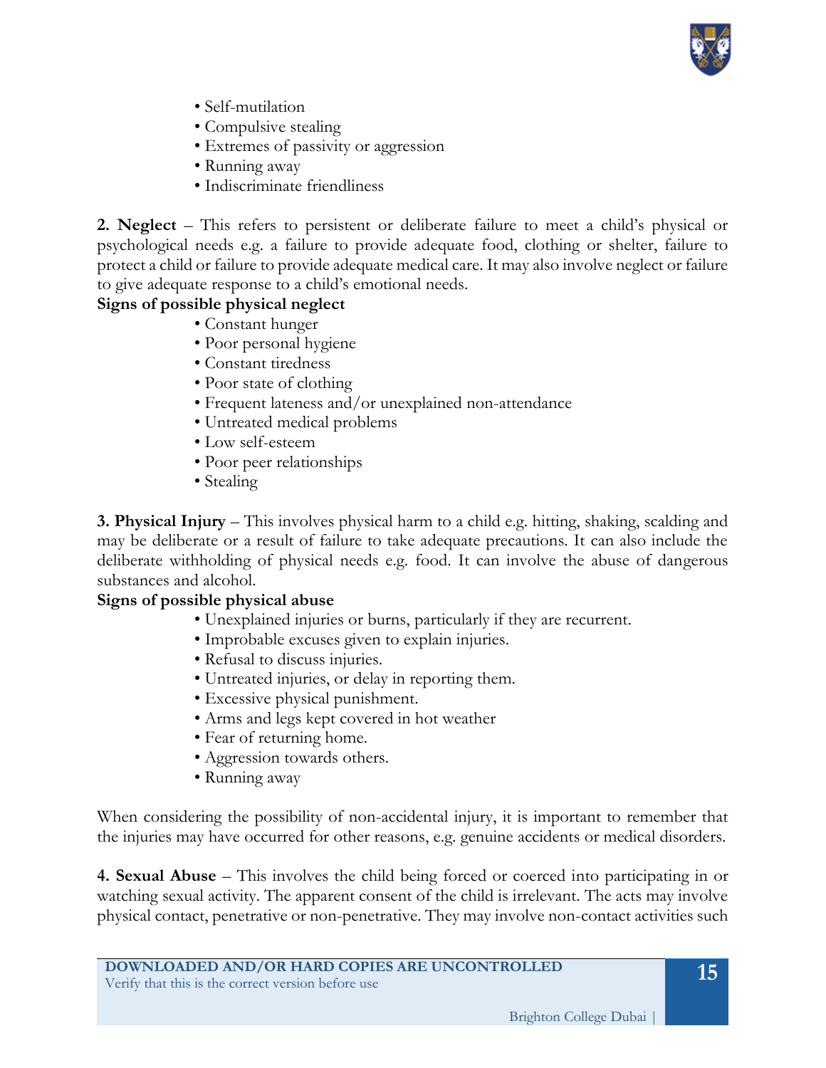- Self-mutilation
- Compulsive stealing
- Extremes of passivity or aggression
- Running away
- Indiscriminate friendliness

**2. Neglect** – This refers to persistent or deliberate failure to meet a child's physical or psychological needs e.g. a failure to provide adequate food, clothing or shelter, failure to protect a child or failure to provide adequate medical care. It may also involve neglect or failure to give adequate response to a child's emotional needs.

**Signs of possible physical neglect**

- Constant hunger
- Poor personal hygiene
- Constant tiredness
- Poor state of clothing
- Frequent lateness and/or unexplained non-attendance
- Untreated medical problems
- Low self-esteem
- Poor peer relationships
- Stealing

**3. Physical Injury** – This involves physical harm to a child e.g. hitting, shaking, scalding and may be deliberate or a result of failure to take adequate precautions. It can also include the deliberate withholding of physical needs e.g. food. It can involve the abuse of dangerous substances and alcohol.

**Signs of possible physical abuse**

- Unexplained injuries or burns, particularly if they are recurrent.
- Improbable excuses given to explain injuries.
- Refusal to discuss injuries.
- Untreated injuries, or delay in reporting them.
- Excessive physical punishment.
- Arms and legs kept covered in hot weather
- Fear of returning home.
- Aggression towards others.
- Running away

When considering the possibility of non-accidental injury, it is important to remember that the injuries may have occurred for other reasons, e.g. genuine accidents or medical disorders.

**4. Sexual Abuse** – This involves the child being forced or coerced into participating in or watching sexual activity. The apparent consent of the child is irrelevant. The acts may involve physical contact, penetrative or non-penetrative. They may involve non-contact activities such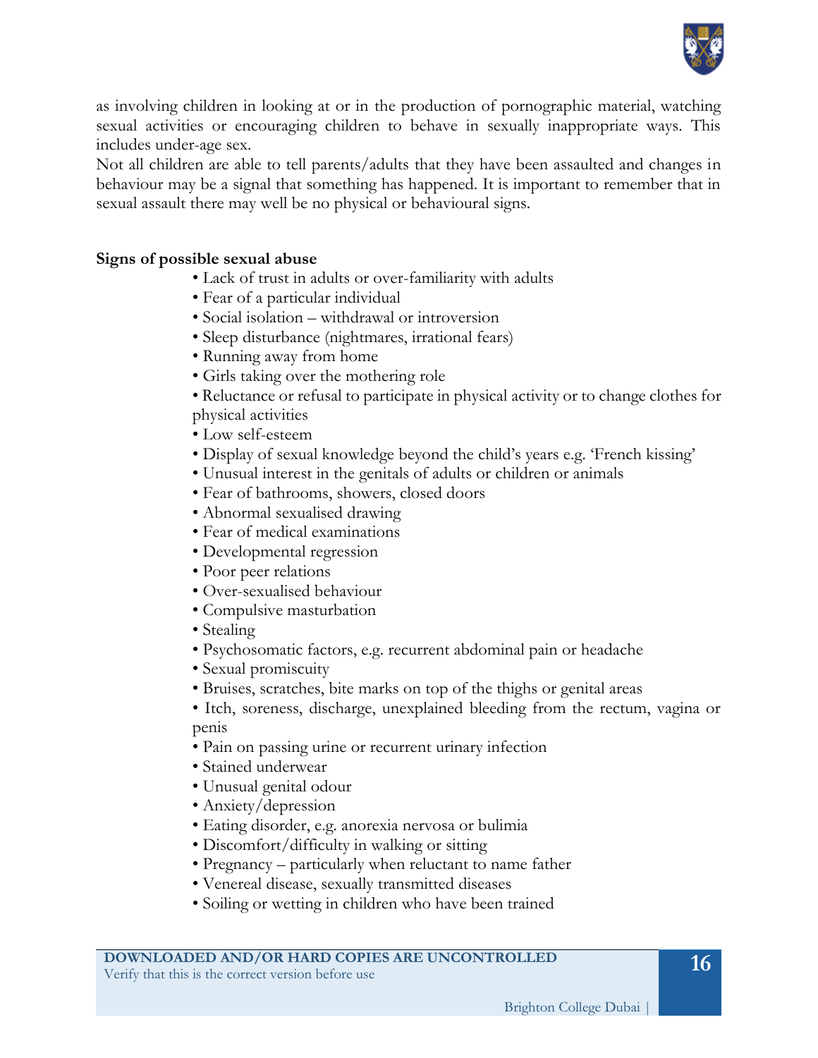as involving children in looking at or in the production of pornographic material, watching sexual activities or encouraging children to behave in sexually inappropriate ways. This includes under-age sex.

Not all children are able to tell parents/adults that they have been assaulted and changes in behaviour may be a signal that something has happened. It is important to remember that in sexual assault there may well be no physical or behavioural signs.

**Signs of possible sexual abuse**

- Lack of trust in adults or over-familiarity with adults
- Fear of a particular individual
- Social isolation – withdrawal or introversion
- Sleep disturbance (nightmares, irrational fears)
- Running away from home
- Girls taking over the mothering role
- Reluctance or refusal to participate in physical activity or to change clothes for physical activities
- Low self-esteem
- Display of sexual knowledge beyond the child's years e.g. 'French kissing'
- Unusual interest in the genitals of adults or children or animals
- Fear of bathrooms, showers, closed doors
- Abnormal sexualised drawing
- Fear of medical examinations
- Developmental regression
- Poor peer relations
- Over-sexualised behaviour
- Compulsive masturbation
- Stealing
- Psychosomatic factors, e.g. recurrent abdominal pain or headache
- Sexual promiscuity
- Bruises, scratches, bite marks on top of the thighs or genital areas
- Itch, soreness, discharge, unexplained bleeding from the rectum, vagina or penis
- Pain on passing urine or recurrent urinary infection
- Stained underwear
- Unusual genital odour
- Anxiety/depression
- Eating disorder, e.g. anorexia nervosa or bulimia
- Discomfort/difficulty in walking or sitting
- Pregnancy – particularly when reluctant to name father
- Venereal disease, sexually transmitted diseases
- Soiling or wetting in children who have been trained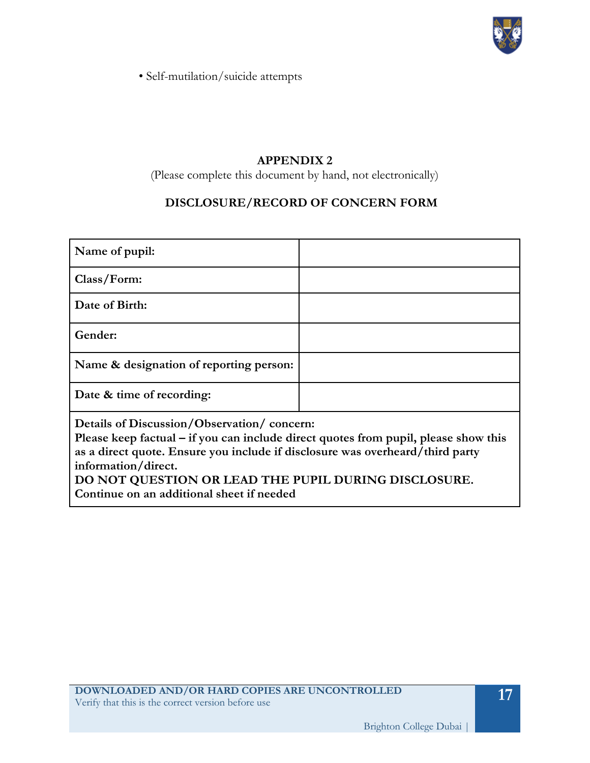- Self-mutilation/suicide attempts

## APPENDIX 2

(Please complete this document by hand, not electronically)

### DISCLOSURE/RECORD OF CONCERN FORM

| **Name of pupil:** | |
|---|---|
| **Class/Form:** | |
| **Date of Birth:** | |
| **Gender:** | |
| **Name & designation of reporting person:** | |
| **Date & time of recording:** | |
| **Details of Discussion/Observation/ concern:** **Please keep factual – if you can include direct quotes from pupil, please show this as a direct quote. Ensure you include if disclosure was overheard/third party information/direct.** **DO NOT QUESTION OR LEAD THE PUPIL DURING DISCLOSURE.** **Continue on an additional sheet if needed** | |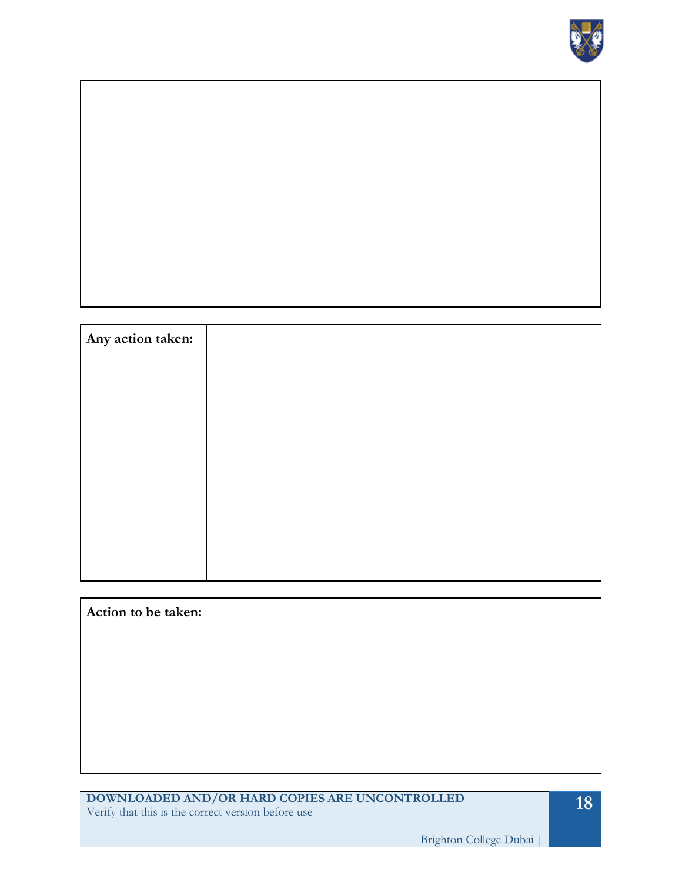| |
|---|
| |

| Any action taken: | |
|---|---|

| Action to be taken: | |
|---|---|

**DOWNLOADED AND/OR HARD COPIES ARE UNCONTROLLED**
Verify that this is the correct version before use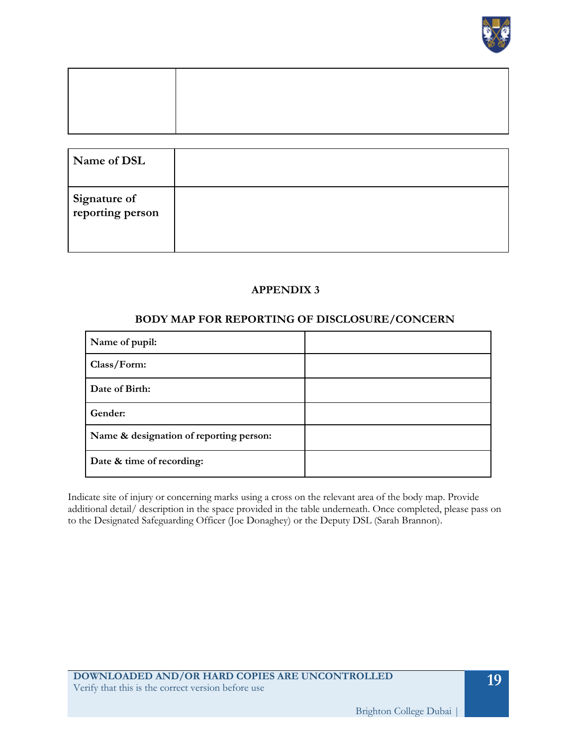| | |
|---|---|
| | |

| | |
|---|---|
| **Name of DSL** | |
| **Signature of reporting person** | |

**APPENDIX 3**

**BODY MAP FOR REPORTING OF DISCLOSURE/CONCERN**

| | |
|---|---|
| **Name of pupil:** | |
| **Class/Form:** | |
| **Date of Birth:** | |
| **Gender:** | |
| **Name & designation of reporting person:** | |
| **Date & time of recording:** | |

Indicate site of injury or concerning marks using a cross on the relevant area of the body map. Provide additional detail/ description in the space provided in the table underneath. Once completed, please pass on to the Designated Safeguarding Officer (Joe Donaghey) or the Deputy DSL (Sarah Brannon).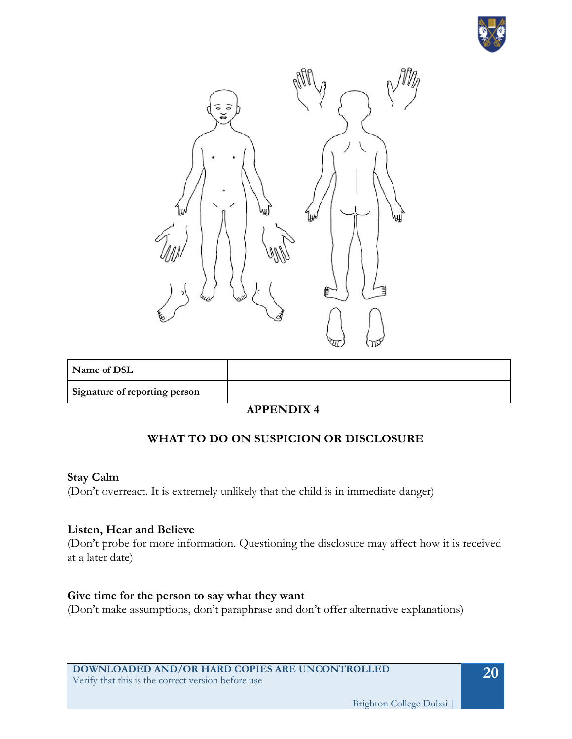| Name of DSL | |
|---|---|
| Signature of reporting person | |

# APPENDIX 4

## WHAT TO DO ON SUSPICION OR DISCLOSURE

**Stay Calm**
(Don't overreact. It is extremely unlikely that the child is in immediate danger)

**Listen, Hear and Believe**
(Don't probe for more information. Questioning the disclosure may affect how it is received at a later date)

**Give time for the person to say what they want**
(Don't make assumptions, don't paraphrase and don't offer alternative explanations)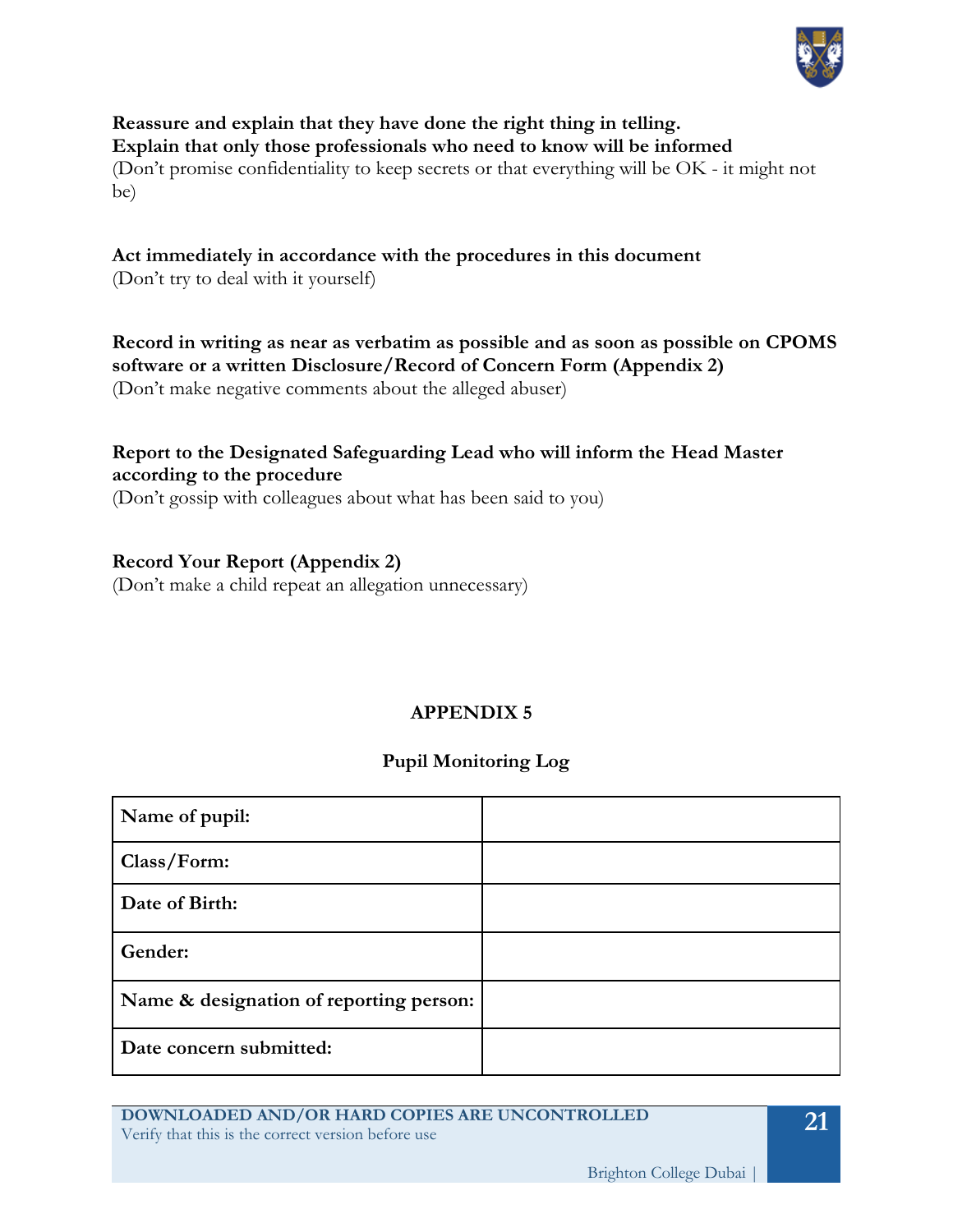**Reassure and explain that they have done the right thing in telling.**
**Explain that only those professionals who need to know will be informed**
(Don't promise confidentiality to keep secrets or that everything will be OK - it might not be)

**Act immediately in accordance with the procedures in this document**
(Don't try to deal with it yourself)

**Record in writing as near as verbatim as possible and as soon as possible on CPOMS software or a written Disclosure/Record of Concern Form (Appendix 2)**
(Don't make negative comments about the alleged abuser)

**Report to the Designated Safeguarding Lead who will inform the Head Master according to the procedure**
(Don't gossip with colleagues about what has been said to you)

**Record Your Report (Appendix 2)**
(Don't make a child repeat an allegation unnecessary)

## APPENDIX 5

### Pupil Monitoring Log

| | |
|---|---|
| **Name of pupil:** | |
| **Class/Form:** | |
| **Date of Birth:** | |
| **Gender:** | |
| **Name & designation of reporting person:** | |
| **Date concern submitted:** | |

**DOWNLOADED AND/OR HARD COPIES ARE UNCONTROLLED**
Verify that this is the correct version before use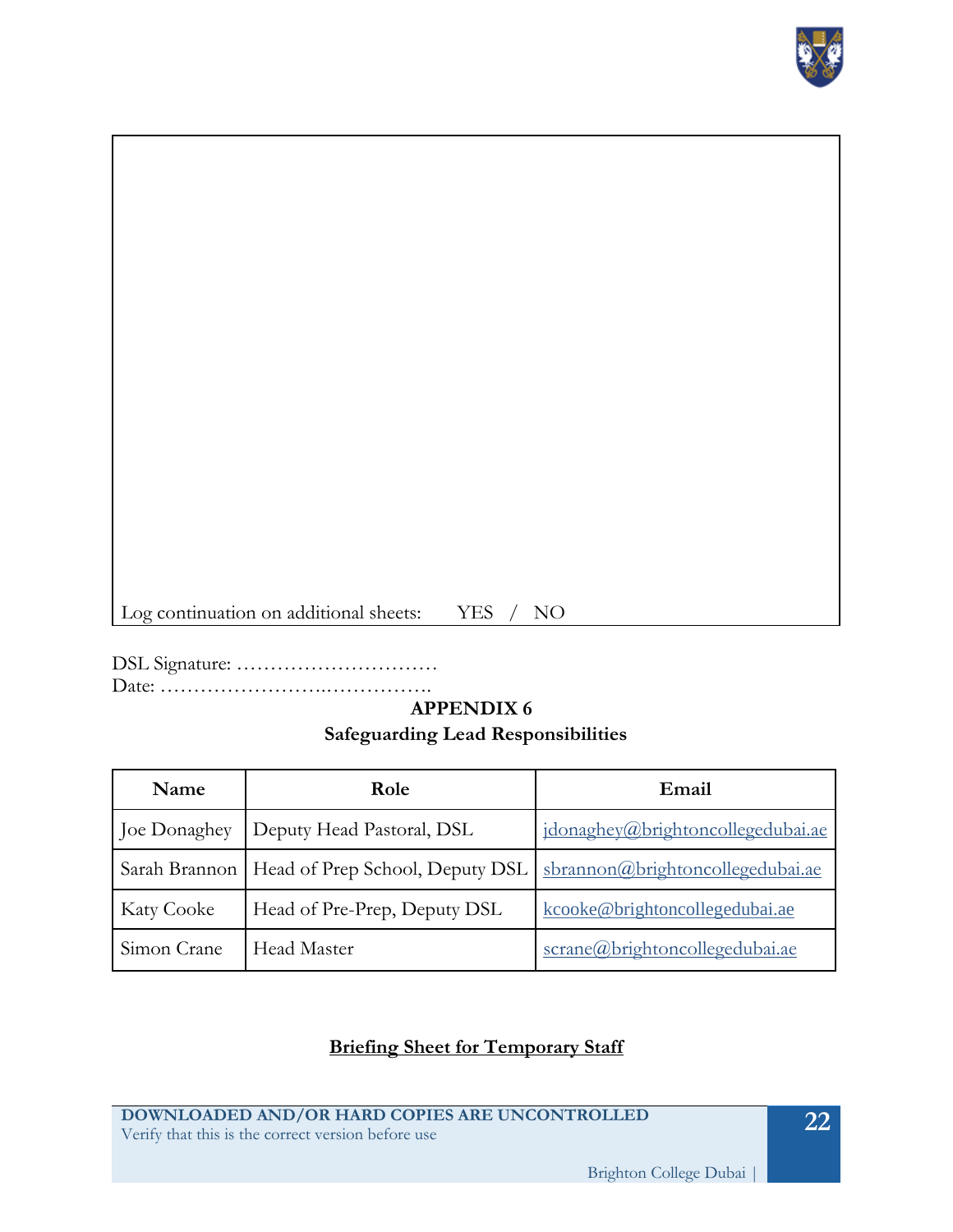Log continuation on additional sheets: YES / NO

DSL Signature: …………………………
Date: …………………….…………….

**APPENDIX 6**
**Safeguarding Lead Responsibilities**

| Name | Role | Email |
|---|---|---|
| Joe Donaghey | Deputy Head Pastoral, DSL | jdonaghey@brightoncollegedubai.ae |
| Sarah Brannon | Head of Prep School, Deputy DSL | sbrannon@brightoncollegedubai.ae |
| Katy Cooke | Head of Pre-Prep, Deputy DSL | kcooke@brightoncollegedubai.ae |
| Simon Crane | Head Master | scrane@brightoncollegedubai.ae |

**Briefing Sheet for Temporary Staff**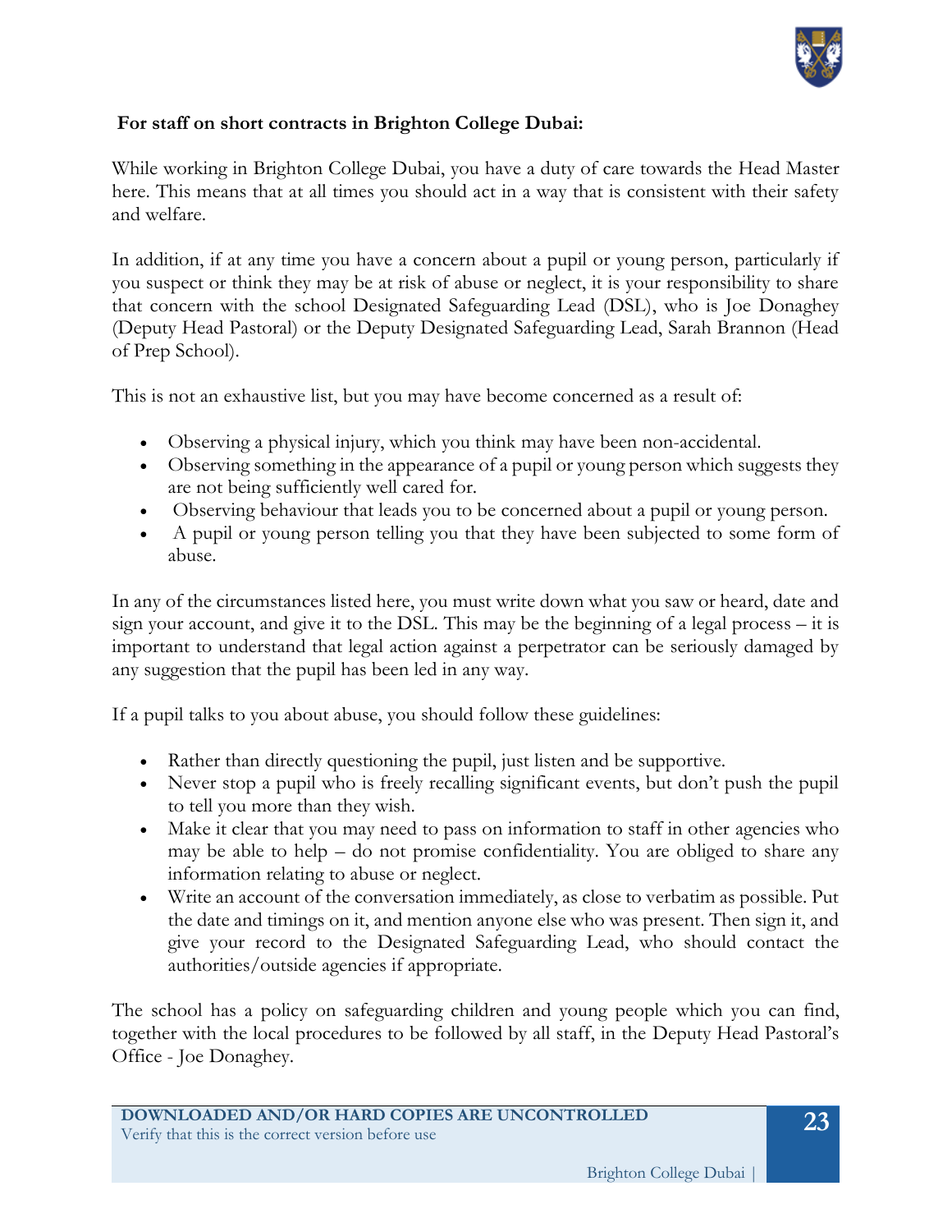**For staff on short contracts in Brighton College Dubai:**

While working in Brighton College Dubai, you have a duty of care towards the Head Master here. This means that at all times you should act in a way that is consistent with their safety and welfare.

In addition, if at any time you have a concern about a pupil or young person, particularly if you suspect or think they may be at risk of abuse or neglect, it is your responsibility to share that concern with the school Designated Safeguarding Lead (DSL), who is Joe Donaghey (Deputy Head Pastoral) or the Deputy Designated Safeguarding Lead, Sarah Brannon (Head of Prep School).

This is not an exhaustive list, but you may have become concerned as a result of:

- Observing a physical injury, which you think may have been non-accidental.
- Observing something in the appearance of a pupil or young person which suggests they are not being sufficiently well cared for.
- Observing behaviour that leads you to be concerned about a pupil or young person.
- A pupil or young person telling you that they have been subjected to some form of abuse.

In any of the circumstances listed here, you must write down what you saw or heard, date and sign your account, and give it to the DSL. This may be the beginning of a legal process – it is important to understand that legal action against a perpetrator can be seriously damaged by any suggestion that the pupil has been led in any way.

If a pupil talks to you about abuse, you should follow these guidelines:

- Rather than directly questioning the pupil, just listen and be supportive.
- Never stop a pupil who is freely recalling significant events, but don't push the pupil to tell you more than they wish.
- Make it clear that you may need to pass on information to staff in other agencies who may be able to help – do not promise confidentiality. You are obliged to share any information relating to abuse or neglect.
- Write an account of the conversation immediately, as close to verbatim as possible. Put the date and timings on it, and mention anyone else who was present. Then sign it, and give your record to the Designated Safeguarding Lead, who should contact the authorities/outside agencies if appropriate.

The school has a policy on safeguarding children and young people which you can find, together with the local procedures to be followed by all staff, in the Deputy Head Pastoral's Office - Joe Donaghey.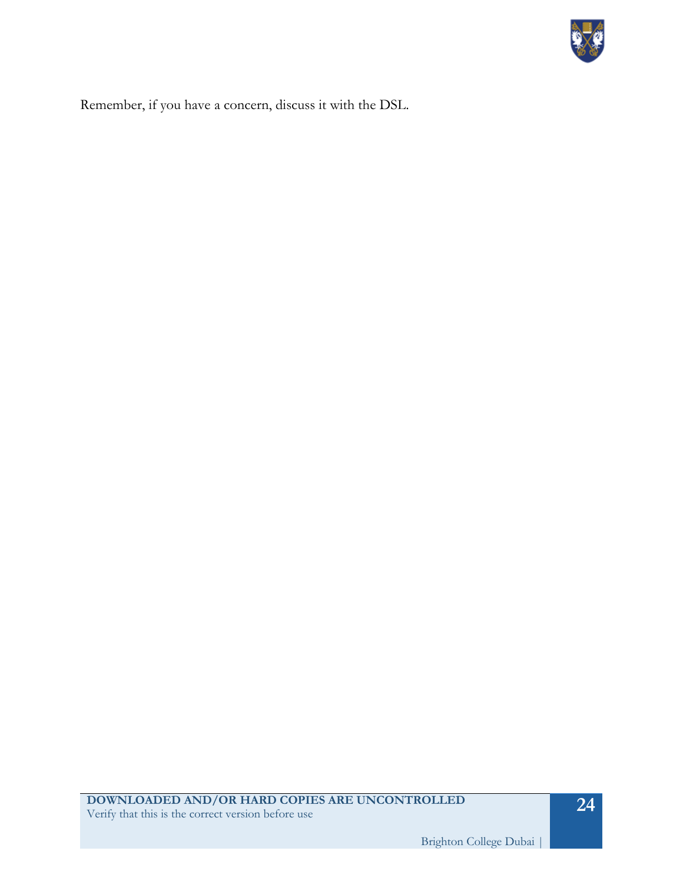Remember, if you have a concern, discuss it with the DSL.